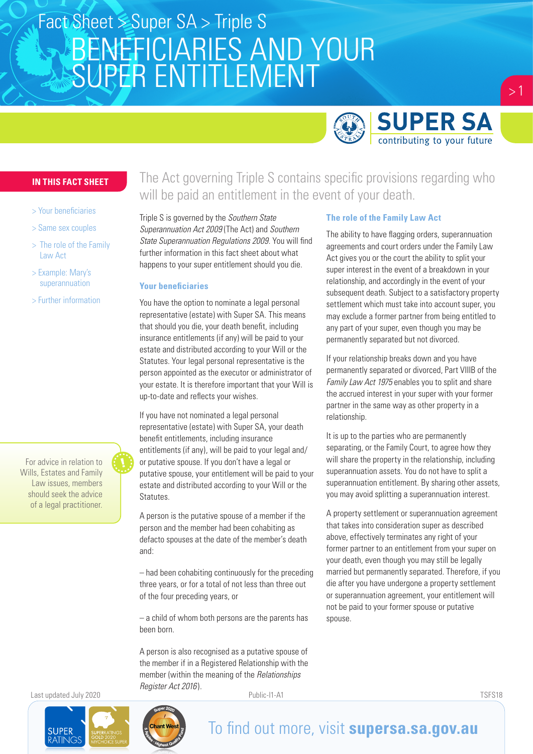Fact Sheet > Super SA > Triple S

# BENEFICIARIES AND YOUR SUPER ENTITLEMENT

SUPER SA
contributing to your future

**IN THIS FACT SHEET**

- > Your beneficiaries
- > Same sex couples
- > The role of the Family Law Act
- > Example: Mary's superannuation
- > Further information

For advice in relation to Wills, Estates and Family Law issues, members should seek the advice of a legal practitioner.

The Act governing Triple S contains specific provisions regarding who will be paid an entitlement in the event of your death.

Triple S is governed by the *Southern State Superannuation Act 2009* (The Act) and *Southern State Superannuation Regulations 2009*. You will find further information in this fact sheet about what happens to your super entitlement should you die.

## Your beneficiaries

You have the option to nominate a legal personal representative (estate) with Super SA. This means that should you die, your death benefit, including insurance entitlements (if any) will be paid to your estate and distributed according to your Will or the Statutes. Your legal personal representative is the person appointed as the executor or administrator of your estate. It is therefore important that your Will is up-to-date and reflects your wishes.

If you have not nominated a legal personal representative (estate) with Super SA, your death benefit entitlements, including insurance entitlements (if any), will be paid to your legal and/or putative spouse. If you don't have a legal or putative spouse, your entitlement will be paid to your estate and distributed according to your Will or the Statutes.

A person is the putative spouse of a member if the person and the member had been cohabiting as defacto spouses at the date of the member's death and:

– had been cohabiting continuously for the preceding three years, or for a total of not less than three out of the four preceding years, or

– a child of whom both persons are the parents has been born.

A person is also recognised as a putative spouse of the member if in a Registered Relationship with the member (within the meaning of the *Relationships Register Act 2016*).

## The role of the Family Law Act

The ability to have flagging orders, superannuation agreements and court orders under the Family Law Act gives you or the court the ability to split your super interest in the event of a breakdown in your relationship, and accordingly in the event of your subsequent death. Subject to a satisfactory property settlement which must take into account super, you may exclude a former partner from being entitled to any part of your super, even though you may be permanently separated but not divorced.

If your relationship breaks down and you have permanently separated or divorced, Part VIIIB of the *Family Law Act 1975* enables you to split and share the accrued interest in your super with your former partner in the same way as other property in a relationship.

It is up to the parties who are permanently separating, or the Family Court, to agree how they will share the property in the relationship, including superannuation assets. You do not have to split a superannuation entitlement. By sharing other assets, you may avoid splitting a superannuation interest.

A property settlement or superannuation agreement that takes into consideration super as described above, effectively terminates any right of your former partner to an entitlement from your super on your death, even though you may still be legally married but permanently separated. Therefore, if you die after you have undergone a property settlement or superannuation agreement, your entitlement will not be paid to your former spouse or putative spouse.

Last updated July 2020

Public-I1-A1

TSFS18

To find out more, visit **supersa.sa.gov.au**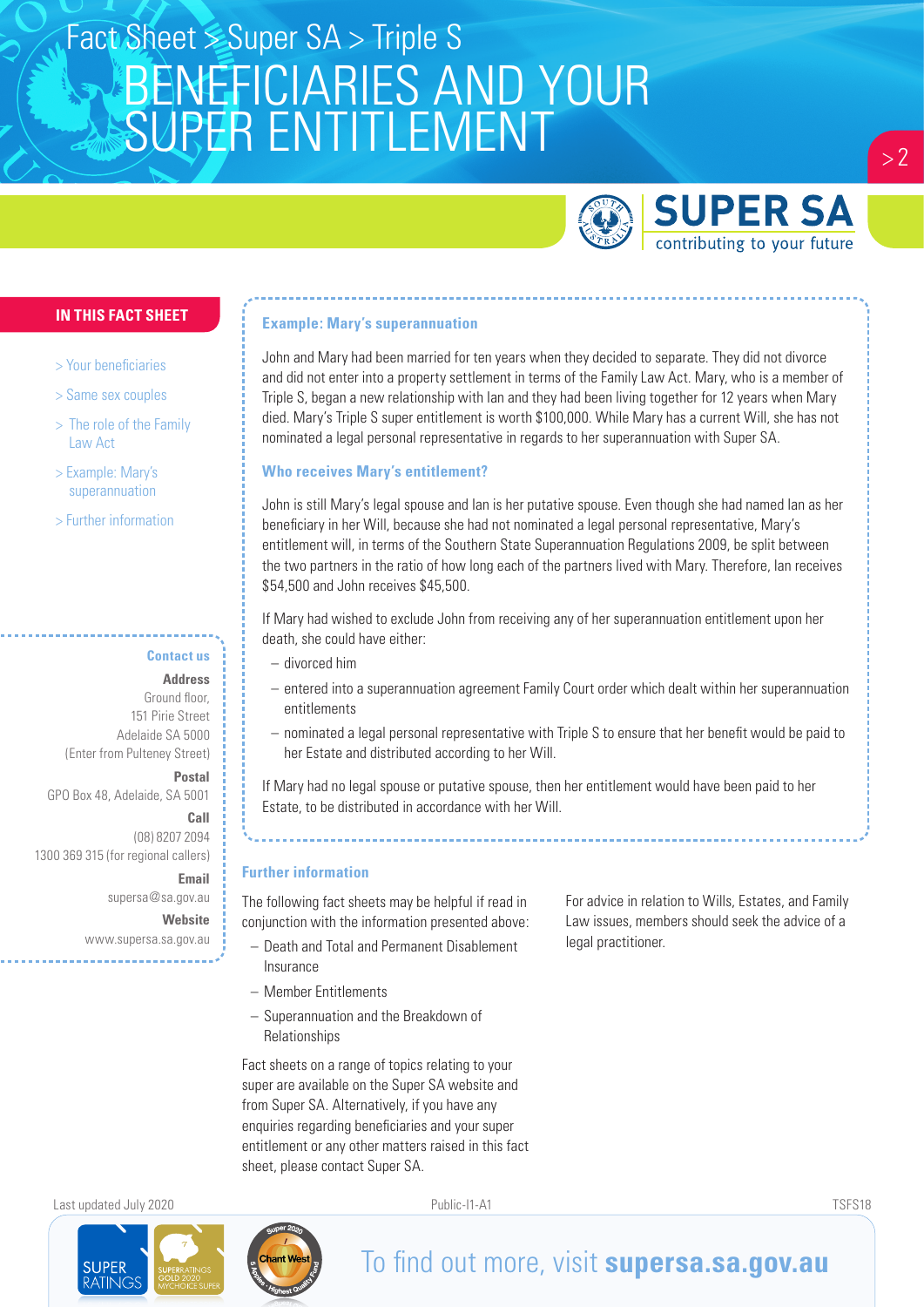# Fact Sheet > Super SA > Triple S

# BENEFICIARIES AND YOUR SUPER ENTITLEMENT

**IN THIS FACT SHEET**

- > Your beneficiaries
- > Same sex couples
- > The role of the Family Law Act
- > Example: Mary's superannuation
- > Further information

### Example: Mary's superannuation

John and Mary had been married for ten years when they decided to separate. They did not divorce and did not enter into a property settlement in terms of the Family Law Act. Mary, who is a member of Triple S, began a new relationship with Ian and they had been living together for 12 years when Mary died. Mary's Triple S super entitlement is worth $100,000. While Mary has a current Will, she has not nominated a legal personal representative in regards to her superannuation with Super SA.

### Who receives Mary's entitlement?

John is still Mary's legal spouse and Ian is her putative spouse. Even though she had named Ian as her beneficiary in her Will, because she had not nominated a legal personal representative, Mary's entitlement will, in terms of the Southern State Superannuation Regulations 2009, be split between the two partners in the ratio of how long each of the partners lived with Mary. Therefore, Ian receives $54,500 and John receives $45,500.

If Mary had wished to exclude John from receiving any of her superannuation entitlement upon her death, she could have either:

- divorced him
- entered into a superannuation agreement Family Court order which dealt within her superannuation entitlements
- nominated a legal personal representative with Triple S to ensure that her benefit would be paid to her Estate and distributed according to her Will.

If Mary had no legal spouse or putative spouse, then her entitlement would have been paid to her Estate, to be distributed in accordance with her Will.

## Further information

The following fact sheets may be helpful if read in conjunction with the information presented above:

- Death and Total and Permanent Disablement Insurance
- Member Entitlements
- Superannuation and the Breakdown of Relationships

Fact sheets on a range of topics relating to your super are available on the Super SA website and from Super SA. Alternatively, if you have any enquiries regarding beneficiaries and your super entitlement or any other matters raised in this fact sheet, please contact Super SA.

For advice in relation to Wills, Estates, and Family Law issues, members should seek the advice of a legal practitioner.

**Contact us**

**Address**
Ground floor,
151 Pirie Street
Adelaide SA 5000
(Enter from Pulteney Street)

**Postal**
GPO Box 48, Adelaide, SA 5001

**Call**
(08) 8207 2094
1300 369 315 (for regional callers)

**Email**
supersa@sa.gov.au

**Website**
www.supersa.sa.gov.au

Last updated July 2020 Public-I1-A1 TSFS18

To find out more, visit **supersa.sa.gov.au**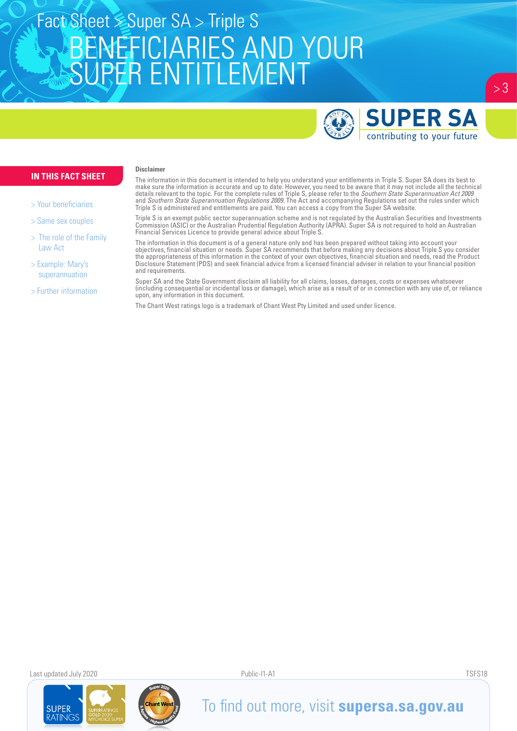# Fact Sheet > Super SA > Triple S

# BENEFICIARIES AND YOUR SUPER ENTITLEMENT

SUPER SA
contributing to your future

**IN THIS FACT SHEET**

- > Your beneficiaries
- > Same sex couples
- > The role of the Family Law Act
- > Example: Mary's superannuation
- > Further information

**Disclaimer**

The information in this document is intended to help you understand your entitlements in Triple S. Super SA does its best to make sure the information is accurate and up to date. However, you need to be aware that it may not include all the technical details relevant to the topic. For the complete rules of Triple S, please refer to the *Southern State Superannuation Act 2009* and *Southern State Superannuation Regulations 2009*. The Act and accompanying Regulations set out the rules under which Triple S is administered and entitlements are paid. You can access a copy from the Super SA website.

Triple S is an exempt public sector superannuation scheme and is not regulated by the Australian Securities and Investments Commission (ASIC) or the Australian Prudential Regulation Authority (APRA). Super SA is not required to hold an Australian Financial Services Licence to provide general advice about Triple S.

The information in this document is of a general nature only and has been prepared without taking into account your objectives, financial situation or needs. Super SA recommends that before making any decisions about Triple S you consider the appropriateness of this information in the context of your own objectives, financial situation and needs, read the Product Disclosure Statement (PDS) and seek financial advice from a licensed financial adviser in relation to your financial position and requirements.

Super SA and the State Government disclaim all liability for all claims, losses, damages, costs or expenses whatsoever (including consequential or incidental loss or damage), which arise as a result of or in connection with any use of, or reliance upon, any information in this document.

The Chant West ratings logo is a trademark of Chant West Pty Limited and used under licence.

Last updated July 2020 Public-I1-A1 TSFS18

To find out more, visit **supersa.sa.gov.au**